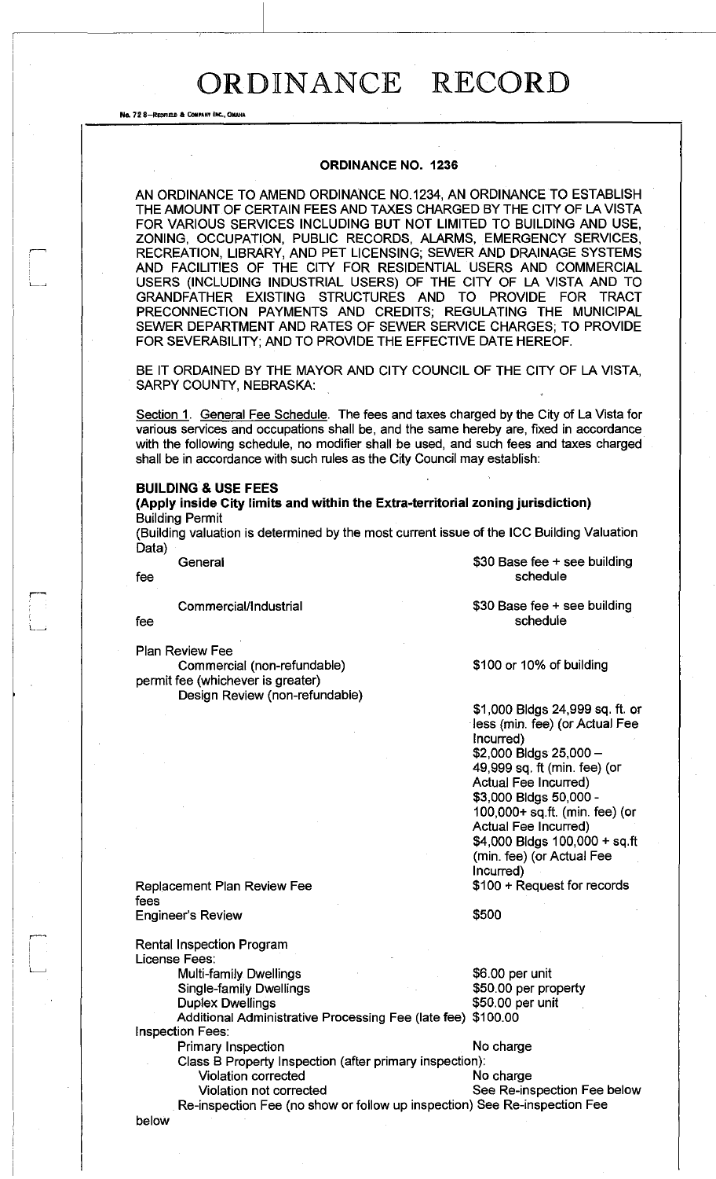# ORDINANCE RECORD

No. 72 8—REDFIELD & COMPANY INC., OMAHA

## ORDINANCE NO. 1236

AN ORDINANCE TO AMEND ORDINANCE NO.1234, AN ORDINANCE TO ESTABLISH THE AMOUNT OF CERTAIN FEES AND TAXES CHARGED BY THE CITY OF LA VISTA FOR VARIOUS SERVICES INCLUDING BUT NOT LIMITED TO BUILDING AND USE, ZONING, OCCUPATION, PUBLIC RECORDS, ALARMS, EMERGENCY SERVICES, RECREATION, LIBRARY, AND PET LICENSING; SEWER AND DRAINAGE SYSTEMS AND FACILITIES OF THE CITY FOR RESIDENTIAL USERS AND COMMERCIAL USERS (INCLUDING INDUSTRIAL USERS) OF THE CITY OF LA VISTA AND TO GRANDFATHER EXISTING STRUCTURES AND TO PROVIDE FOR TRACT PRECONNECTION PAYMENTS AND CREDITS; REGULATING THE MUNICIPAL SEWER DEPARTMENT AND RATES OF SEWER SERVICE CHARGES; TO PROVIDE FOR SEVERABILITY; AND TO PROVIDE THE EFFECTIVE DATE HEREOF.

BE IT ORDAINED BY THE MAYOR AND CITY COUNCIL OF THE CITY OF LA VISTA, SARPY COUNTY, NEBRASKA:

Section 1. General Fee Schedule. The fees and taxes charged by the City of La Vista for various services and occupations shall be, and the same hereby are, fixed in accordance with the following schedule, no modifier shall be used, and such fees and taxes charged shall be in accordance with such rules as the City Council may establish:

**BUILDING & USE FEES**
**(Apply inside City limits and within the Extra-territorial zoning jurisdiction)**

Building Permit
(Building valuation is determined by the most current issue of the ICC Building Valuation Data)

| | |
|---|---|
| General fee | $30 Base fee + see building schedule |
| Commercial/Industrial fee | $30 Base fee + see building schedule |
| Plan Review Fee | |
| Commercial (non-refundable) | $100 or 10% of building permit fee (whichever is greater) |
| Design Review (non-refundable) | $1,000 Bldgs 24,999 sq. ft. or less (min. fee) (or Actual Fee Incurred)<br>$2,000 Bldgs 25,000 – 49,999 sq. ft (min. fee) (or Actual Fee Incurred)<br>$3,000 Bldgs 50,000 - 100,000+ sq.ft. (min. fee) (or Actual Fee Incurred)<br>$4,000 Bldgs 100,000 + sq.ft (min. fee) (or Actual Fee Incurred) |
| Replacement Plan Review Fee | $100 + Request for records fees |
| Engineer's Review | $500 |

Rental Inspection Program
License Fees:

| | |
|---|---|
| Multi-family Dwellings | $6.00 per unit |
| Single-family Dwellings | $50.00 per property |
| Duplex Dwellings | $50.00 per unit |
| Additional Administrative Processing Fee (late fee) | $100.00 |

Inspection Fees:

| | |
|---|---|
| Primary Inspection | No charge |
| Class B Property Inspection (after primary inspection): | |
| Violation corrected | No charge |
| Violation not corrected | See Re-inspection Fee below |
| Re-inspection Fee (no show or follow up inspection) | See Re-inspection Fee below |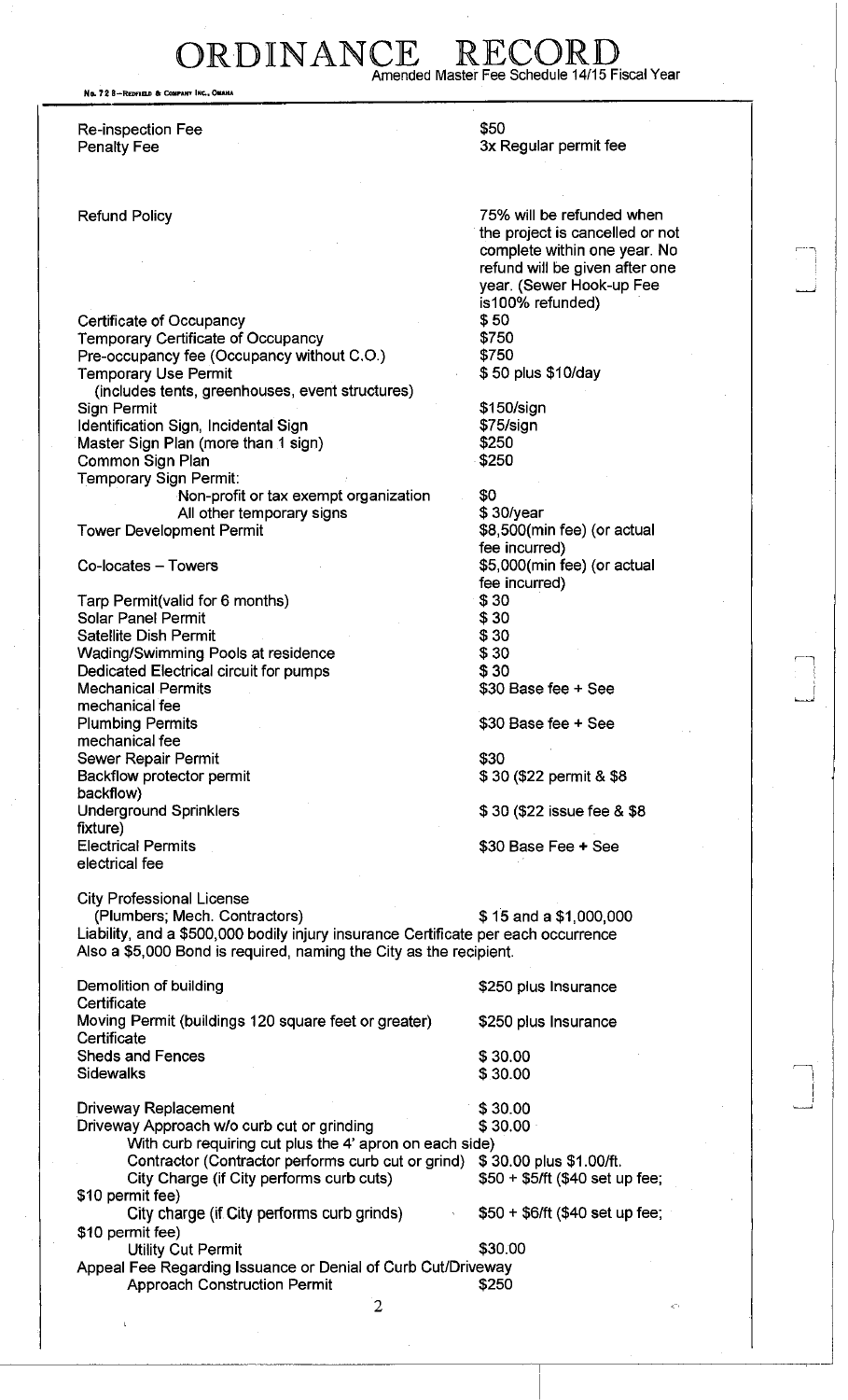# ORDINANCE RECORD

Amended Master Fee Schedule 14/15 Fiscal Year

No. 72 8—REDFIELD & COMPANY INC., OMAHA

| | |
|---|---|
| Re-inspection Fee | $50 |
| Penalty Fee | 3x Regular permit fee |
| Refund Policy | 75% will be refunded when the project is cancelled or not complete within one year. No refund will be given after one year. (Sewer Hook-up Fee is100% refunded) |
| Certificate of Occupancy | $ 50 |
| Temporary Certificate of Occupancy | $750 |
| Pre-occupancy fee (Occupancy without C.O.) | $750 |
| Temporary Use Permit (includes tents, greenhouses, event structures) | $ 50 plus $10/day |
| Sign Permit | $150/sign |
| Identification Sign, Incidental Sign | $75/sign |
| Master Sign Plan (more than 1 sign) | $250 |
| Common Sign Plan | $250 |
| Temporary Sign Permit: | |
| Non-profit or tax exempt organization | $0 |
| All other temporary signs | $ 30/year |
| Tower Development Permit | $8,500(min fee) (or actual fee incurred) |
| Co-locates – Towers | $5,000(min fee) (or actual fee incurred) |
| Tarp Permit(valid for 6 months) | $ 30 |
| Solar Panel Permit | $ 30 |
| Satellite Dish Permit | $ 30 |
| Wading/Swimming Pools at residence | $ 30 |
| Dedicated Electrical circuit for pumps | $ 30 |
| Mechanical Permits | $30 Base fee + See mechanical fee |
| Plumbing Permits | $30 Base fee + See mechanical fee |
| Sewer Repair Permit | $30 |
| Backflow protector permit | $ 30 ($22 permit & $8 backflow) |
| Underground Sprinklers | $ 30 ($22 issue fee & $8 fixture) |
| Electrical Permits | $30 Base Fee + See electrical fee |

City Professional License
(Plumbers; Mech. Contractors) $ 15 and a $1,000,000 Liability, and a $500,000 bodily injury insurance Certificate per each occurrence
Also a $5,000 Bond is required, naming the City as the recipient.

| | |
|---|---|
| Demolition of building | $250 plus Insurance Certificate |
| Moving Permit (buildings 120 square feet or greater) | $250 plus Insurance Certificate |
| Sheds and Fences | $ 30.00 |
| Sidewalks | $ 30.00 |
| Driveway Replacement | $ 30.00 |
| Driveway Approach w/o curb cut or grinding | $ 30.00 |
| With curb requiring cut plus the 4' apron on each side) | |
| Contractor (Contractor performs curb cut or grind) | $ 30.00 plus $1.00/ft. |
| City Charge (if City performs curb cuts) | $50 + $5/ft ($40 set up fee; $10 permit fee) |
| City charge (if City performs curb grinds) | $50 + $6/ft ($40 set up fee; $10 permit fee) |
| Utility Cut Permit | $30.00 |
| Appeal Fee Regarding Issuance or Denial of Curb Cut/Driveway Approach Construction Permit | $250 |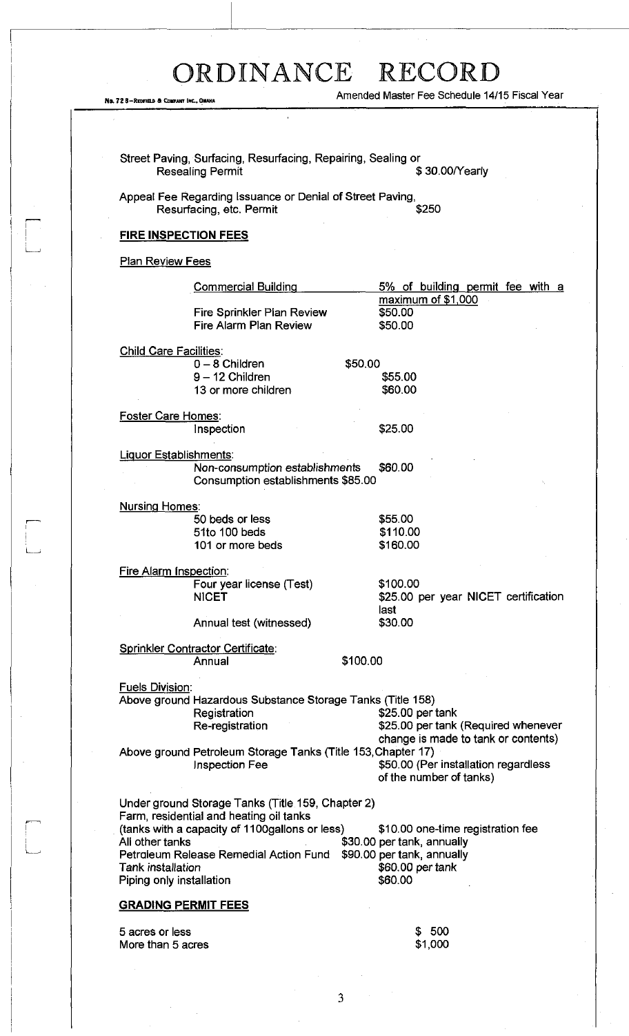Street Paving, Surfacing, Resurfacing, Repairing, Sealing or Resealing Permit — $ 30.00/Yearly

Appeal Fee Regarding Issuance or Denial of Street Paving, Resurfacing, etc. Permit — $250

## FIRE INSPECTION FEES

**Plan Review Fees**

| | |
|---|---|
| Commercial Building | 5% of building permit fee with a maximum of $1,000 |
| Fire Sprinkler Plan Review | $50.00 |
| Fire Alarm Plan Review | $50.00 |

**Child Care Facilities:**

| | |
|---|---|
| 0 – 8 Children | $50.00 |
| 9 – 12 Children | $55.00 |
| 13 or more children | $60.00 |

**Foster Care Homes:**

| | |
|---|---|
| Inspection | $25.00 |

**Liquor Establishments:**

| | |
|---|---|
| *Non-consumption establishments* | $60.00 |
| Consumption establishments | $85.00 |

**Nursing Homes:**

| | |
|---|---|
| 50 beds or less | $55.00 |
| 51to 100 beds | $110.00 |
| 101 or more beds | $160.00 |

**Fire Alarm Inspection:**

| | |
|---|---|
| Four year license (Test) | $100.00 |
| NICET | $25.00 per year NICET certification last |
| Annual test (witnessed) | $30.00 |

**Sprinkler Contractor Certificate:**

| | |
|---|---|
| Annual | $100.00 |

**Fuels Division:**

Above ground Hazardous Substance Storage Tanks (Title 158)

| | |
|---|---|
| Registration | $25.00 per tank |
| Re-registration | $25.00 per tank (Required whenever change is made to tank or contents) |

Above ground Petroleum Storage Tanks (Title 153, Chapter 17)

| | |
|---|---|
| Inspection Fee | $50.00 (Per installation regardless of the number of tanks) |

Under ground Storage Tanks (Title 159, Chapter 2)

| | |
|---|---|
| Farm, residential and heating oil tanks (tanks with a capacity of 1100gallons or less) | $10.00 one-time registration fee |
| All other tanks | $30.00 per tank, annually |
| Petroleum Release Remedial Action Fund | $90.00 per tank, annually |
| Tank installation | $60.00 per tank |
| Piping only installation | $60.00 |

## GRADING PERMIT FEES

| | |
|---|---|
| 5 acres or less | $ 500 |
| More than 5 acres | $1,000 |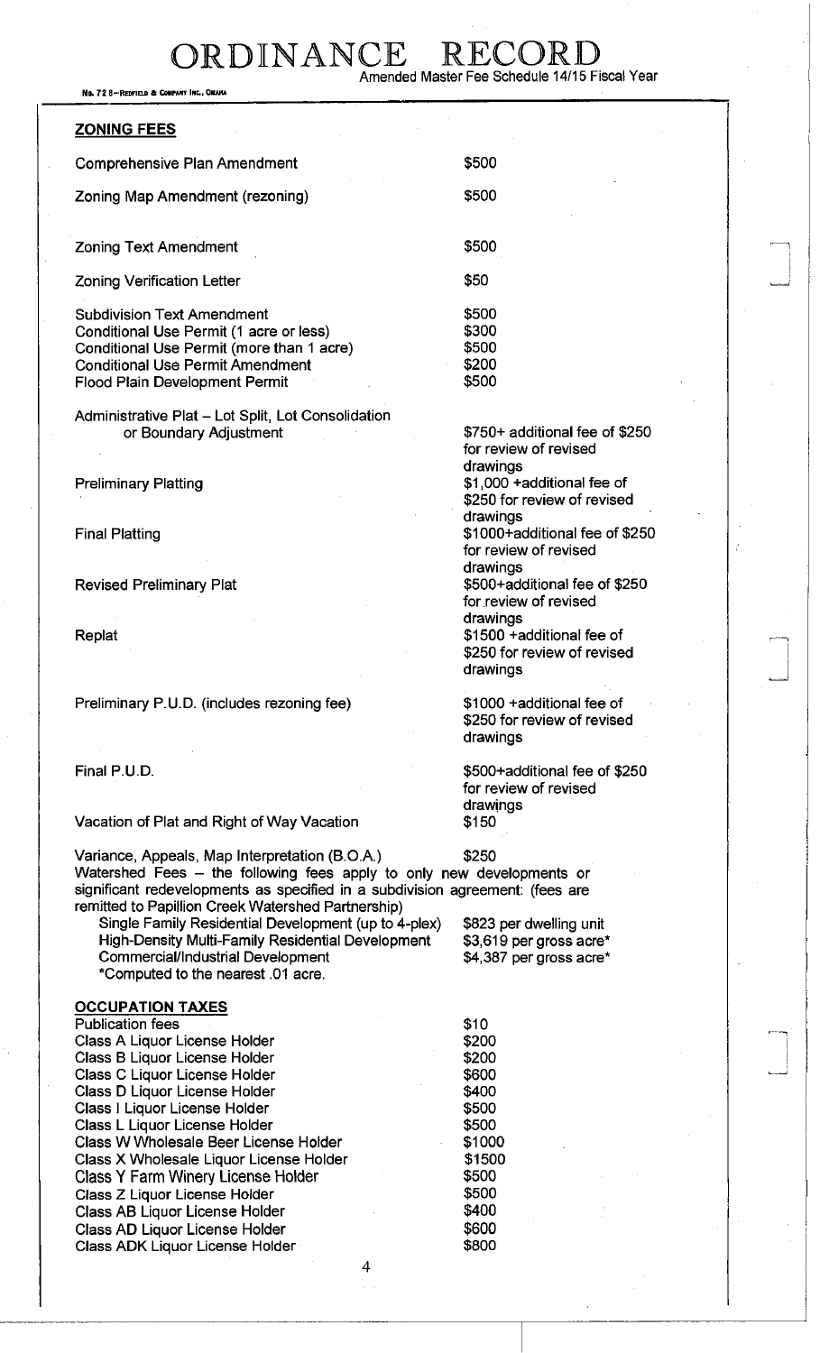# ORDINANCE RECORD

Amended Master Fee Schedule 14/15 Fiscal Year

No. 72 8—REDFIELD & COMPANY INC., OMAHA

## ZONING FEES

| | |
|---|---|
| Comprehensive Plan Amendment | $500 |
| Zoning Map Amendment (rezoning) | $500 |
| Zoning Text Amendment | $500 |
| Zoning Verification Letter | $50 |
| Subdivision Text Amendment | $500 |
| Conditional Use Permit (1 acre or less) | $300 |
| Conditional Use Permit (more than 1 acre) | $500 |
| Conditional Use Permit Amendment | $200 |
| Flood Plain Development Permit | $500 |
| Administrative Plat – Lot Split, Lot Consolidation or Boundary Adjustment | $750+ additional fee of $250 for review of revised drawings |
| Preliminary Platting | $1,000 +additional fee of $250 for review of revised drawings |
| Final Platting | $1000+additional fee of $250 for review of revised drawings |
| Revised Preliminary Plat | $500+additional fee of $250 for review of revised drawings |
| Replat | $1500 +additional fee of $250 for review of revised drawings |
| Preliminary P.U.D. (includes rezoning fee) | $1000 +additional fee of $250 for review of revised drawings |
| Final P.U.D. | $500+additional fee of $250 for review of revised drawings |
| Vacation of Plat and Right of Way Vacation | $150 |
| Variance, Appeals, Map Interpretation (B.O.A.) | $250 |

Watershed Fees – the following fees apply to only new developments or significant redevelopments as specified in a subdivision agreement: (fees are remitted to Papillion Creek Watershed Partnership)

| | |
|---|---|
| Single Family Residential Development (up to 4-plex) | $823 per dwelling unit |
| High-Density Multi-Family Residential Development | $3,619 per gross acre* |
| Commercial/Industrial Development | $4,387 per gross acre* |

*Computed to the nearest .01 acre.

## OCCUPATION TAXES

| | |
|---|---|
| Publication fees | $10 |
| Class A Liquor License Holder | $200 |
| Class B Liquor License Holder | $200 |
| Class C Liquor License Holder | $600 |
| Class D Liquor License Holder | $400 |
| Class I Liquor License Holder | $500 |
| Class L Liquor License Holder | $500 |
| Class W Wholesale Beer License Holder | $1000 |
| Class X Wholesale Liquor License Holder | $1500 |
| Class Y Farm Winery License Holder | $500 |
| Class Z Liquor License Holder | $500 |
| Class AB Liquor License Holder | $400 |
| Class AD Liquor License Holder | $600 |
| Class ADK Liquor License Holder | $800 |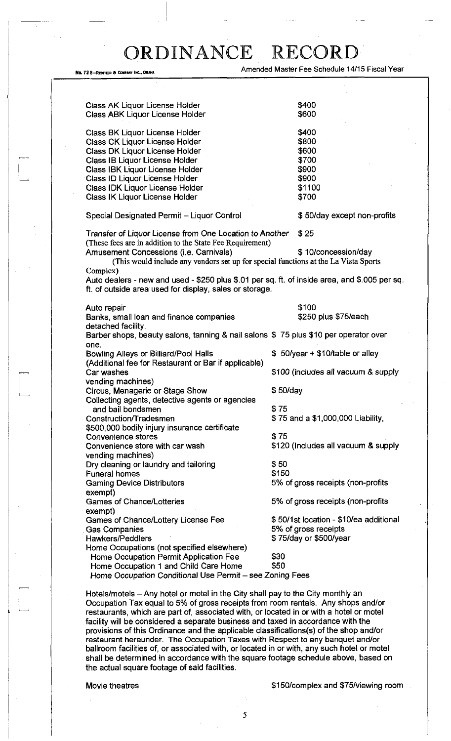| | |
|---|---|
| Class AK Liquor License Holder | $400 |
| Class ABK Liquor License Holder | $600 |
| Class BK Liquor License Holder | $400 |
| Class CK Liquor License Holder | $800 |
| Class DK Liquor License Holder | $600 |
| Class IB Liquor License Holder | $700 |
| Class IBK Liquor License Holder | $900 |
| Class ID Liquor License Holder | $900 |
| Class IDK Liquor License Holder | $1100 |
| Class IK Liquor License Holder | $700 |
| Special Designated Permit – Liquor Control | $ 50/day except non-profits |
| Transfer of Liquor License from One Location to Another (These fees are in addition to the State Fee Requirement) | $ 25 |
| Amusement Concessions (i.e. Carnivals) (This would include any vendors set up for special functions at the La Vista Sports Complex) | $ 10/concession/day |

Auto dealers - new and used - $250 plus $.01 per sq. ft. of inside area, and $.005 per sq. ft. of outside area used for display, sales or storage.

| | |
|---|---|
| Auto repair | $100 |
| Banks, small loan and finance companies | $250 plus $75/each detached facility. |
| Barber shops, beauty salons, tanning & nail salons | $ 75 plus $10 per operator over one. |
| Bowling Alleys or Billiard/Pool Halls (Additional fee for Restaurant or Bar if applicable) | $ 50/year + $10/table or alley |
| Car washes | $100 (includes all vacuum & supply vending machines) |
| Circus, Menagerie or Stage Show | $ 50/day |
| Collecting agents, detective agents or agencies and bail bondsmen | $ 75 |
| Construction/Tradesmen | $ 75 and a $1,000,000 Liability, $500,000 bodily injury insurance certificate |
| Convenience stores | $ 75 |
| Convenience store with car wash | $120 (Includes all vacuum & supply vending machines) |
| Dry cleaning or laundry and tailoring | $ 50 |
| Funeral homes | $150 |
| Gaming Device Distributors | 5% of gross receipts (non-profits exempt) |
| Games of Chance/Lotteries | 5% of gross receipts (non-profits exempt) |
| Games of Chance/Lottery License Fee | $ 50/1st location - $10/ea additional |
| Gas Companies | 5% of gross receipts |
| Hawkers/Peddlers | $ 75/day or $500/year |
| Home Occupations (not specified elsewhere) | |
| Home Occupation Permit Application Fee | $30 |
| Home Occupation 1 and Child Care Home | $50 |

*Home Occupation Conditional Use Permit – see Zoning Fees*

Hotels/motels – Any hotel or motel in the City shall pay to the City monthly an Occupation Tax equal to 5% of gross receipts from room rentals. Any shops and/or restaurants, which are part of, associated with, or located in or with a hotel or motel facility will be considered a separate business and taxed in accordance with the provisions of this Ordinance and the applicable classifications(s) of the shop and/or restaurant hereunder. The Occupation Taxes with Respect to any banquet and/or ballroom facilities of, or associated with, or located in or with, any such hotel or motel shall be determined in accordance with the square footage schedule above, based on the actual square footage of said facilities.

| | |
|---|---|
| Movie theatres | $150/complex and $75/viewing room |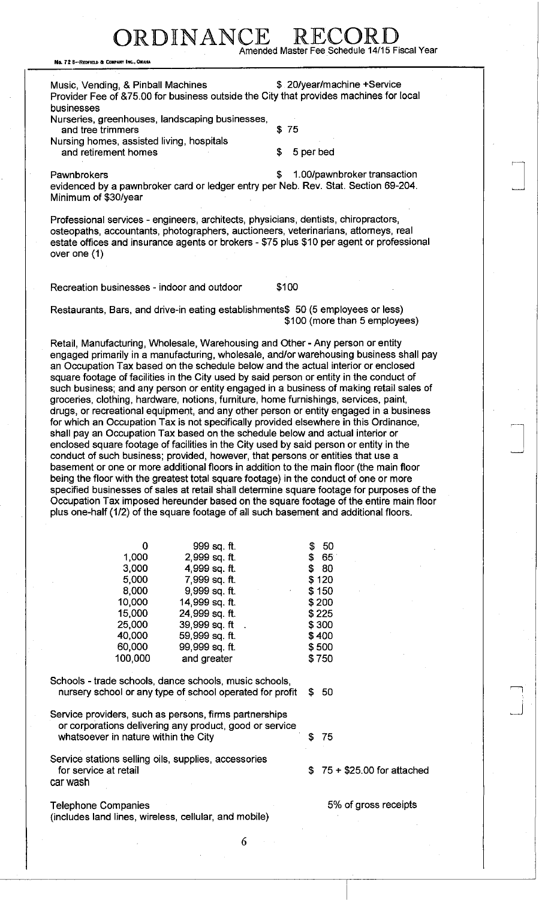Music, Vending, & Pinball Machines $ 20/year/machine +Service Provider Fee of &75.00 for business outside the City that provides machines for local businesses

Nurseries, greenhouses, landscaping businesses, and tree trimmers $ 75

Nursing homes, assisted living, hospitals and retirement homes $ 5 per bed

Pawnbrokers $ 1.00/pawnbroker transaction evidenced by a pawnbroker card or ledger entry per Neb. Rev. Stat. Section 69-204. Minimum of $30/year

Professional services - engineers, architects, physicians, dentists, chiropractors, osteopaths, accountants, photographers, auctioneers, veterinarians, attorneys, real estate offices and insurance agents or brokers - $75 plus $10 per agent or professional over one (1)

Recreation businesses - indoor and outdoor $100

Restaurants, Bars, and drive-in eating establishments$ 50 (5 employees or less)
$100 (more than 5 employees)

Retail, Manufacturing, Wholesale, Warehousing and Other - Any person or entity engaged primarily in a manufacturing, wholesale, and/or warehousing business shall pay an Occupation Tax based on the schedule below and the actual interior or enclosed square footage of facilities in the City used by said person or entity in the conduct of such business; and any person or entity engaged in a business of making retail sales of groceries, clothing, hardware, notions, furniture, home furnishings, services, paint, drugs, or recreational equipment, and any other person or entity engaged in a business for which an Occupation Tax is not specifically provided elsewhere in this Ordinance, shall pay an Occupation Tax based on the schedule below and actual interior or enclosed square footage of facilities in the City used by said person or entity in the conduct of such business; provided, however, that persons or entities that use a basement or one or more additional floors in addition to the main floor (the main floor being the floor with the greatest total square footage) in the conduct of one or more specified businesses of sales at retail shall determine square footage for purposes of the Occupation Tax imposed hereunder based on the square footage of the entire main floor plus one-half (1/2) of the square footage of all such basement and additional floors.

| | | |
|---|---|---|
| 0 | 999 sq. ft. | $ 50 |
| 1,000 | 2,999 sq. ft. | $ 65 |
| 3,000 | 4,999 sq. ft. | $ 80 |
| 5,000 | 7,999 sq. ft. | $ 120 |
| 8,000 | 9,999 sq. ft. | $ 150 |
| 10,000 | 14,999 sq. ft. | $ 200 |
| 15,000 | 24,999 sq. ft. | $ 225 |
| 25,000 | 39,999 sq. ft | $ 300 |
| 40,000 | 59,999 sq. ft. | $ 400 |
| 60,000 | 99,999 sq. ft. | $ 500 |
| 100,000 | and greater | $ 750 |

Schools - trade schools, dance schools, music schools, nursery school or any type of school operated for profit $ 50

Service providers, such as persons, firms partnerships or corporations delivering any product, good or service whatsoever in nature within the City $ 75

Service stations selling oils, supplies, accessories for service at retail $ 75 + $25.00 for attached car wash

Telephone Companies (includes land lines, wireless, cellular, and mobile) 5% of gross receipts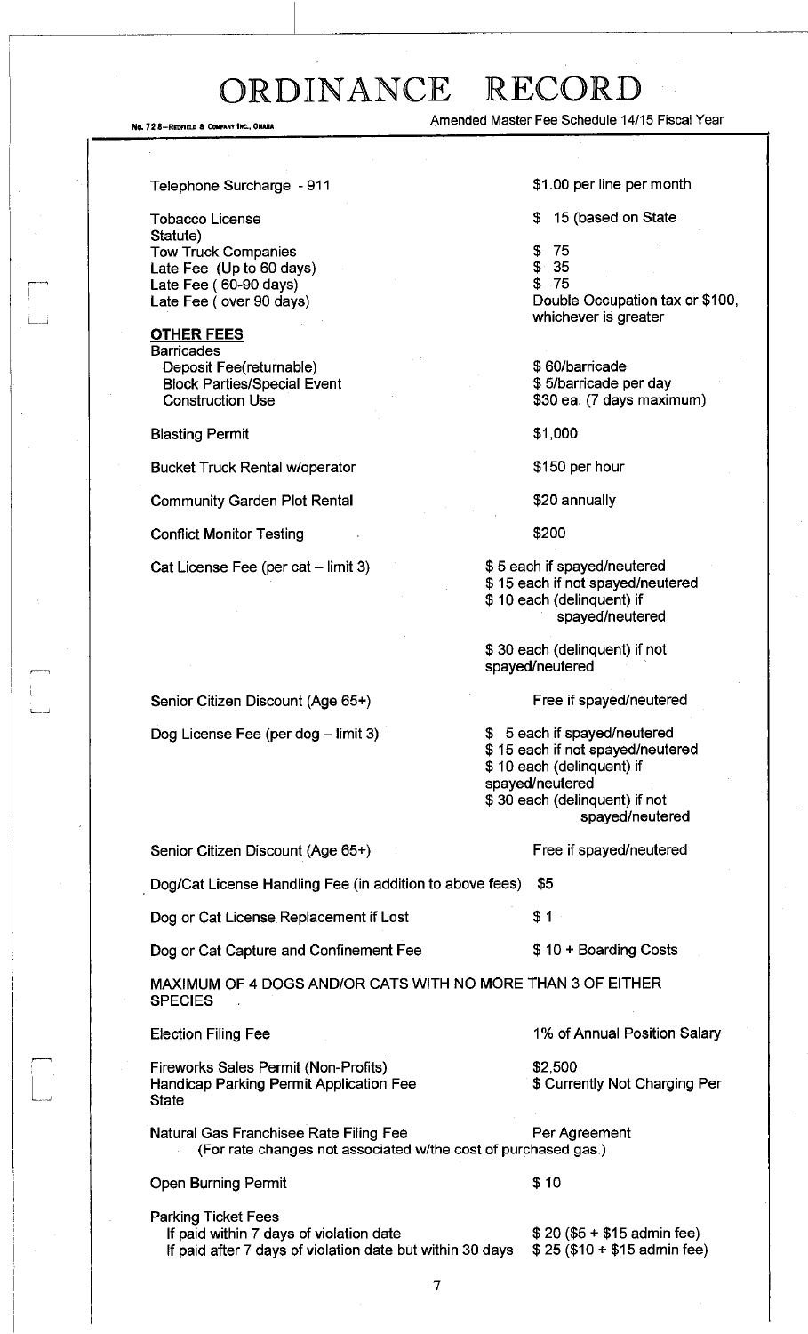| | |
|---|---|
| Telephone Surcharge - 911 | $1.00 per line per month |
| Tobacco License | $ 15 (based on State Statute) |
| Tow Truck Companies | $ 75 |
| Late Fee (Up to 60 days) | $ 35 |
| Late Fee ( 60-90 days) | $ 75 |
| Late Fee ( over 90 days) | Double Occupation tax or $100, whichever is greater |

**OTHER FEES**

| | |
|---|---|
| Barricades | |
| Deposit Fee(returnable) | $ 60/barricade |
| Block Parties/Special Event | $ 5/barricade per day |
| Construction Use | $30 ea. (7 days maximum) |
| Blasting Permit | $1,000 |
| Bucket Truck Rental w/operator | $150 per hour |
| Community Garden Plot Rental | $20 annually |
| Conflict Monitor Testing | $200 |
| Cat License Fee (per cat – limit 3) | $ 5 each if spayed/neutered<br>$ 15 each if not spayed/neutered<br>$ 10 each (delinquent) if spayed/neutered<br>$ 30 each (delinquent) if not spayed/neutered |
| Senior Citizen Discount (Age 65+) | Free if spayed/neutered |
| Dog License Fee (per dog – limit 3) | $ 5 each if spayed/neutered<br>$ 15 each if not spayed/neutered<br>$ 10 each (delinquent) if spayed/neutered<br>$ 30 each (delinquent) if not spayed/neutered |
| Senior Citizen Discount (Age 65+) | Free if spayed/neutered |
| Dog/Cat License Handling Fee (in addition to above fees) | $5 |
| Dog or Cat License Replacement if Lost | $ 1 |
| Dog or Cat Capture and Confinement Fee | $ 10 + Boarding Costs |

MAXIMUM OF 4 DOGS AND/OR CATS WITH NO MORE THAN 3 OF EITHER SPECIES

| | |
|---|---|
| Election Filing Fee | 1% of Annual Position Salary |
| Fireworks Sales Permit (Non-Profits) | $2,500 |
| Handicap Parking Permit Application Fee | $ Currently Not Charging Per State |
| Natural Gas Franchisee Rate Filing Fee<br>(For rate changes not associated w/the cost of purchased gas.) | Per Agreement |
| Open Burning Permit | $ 10 |
| Parking Ticket Fees | |
| If paid within 7 days of violation date | $ 20 ($5 + $15 admin fee) |
| If paid after 7 days of violation date but within 30 days | $ 25 ($10 + $15 admin fee) |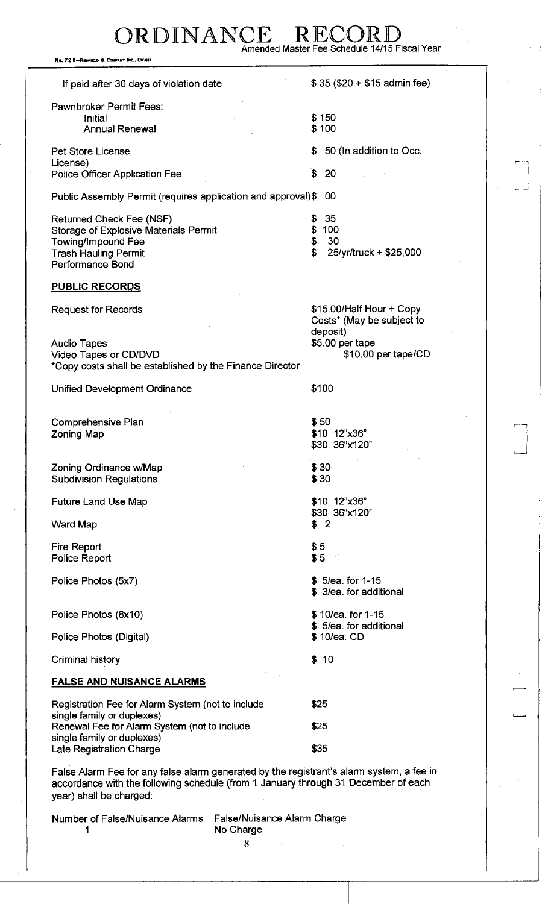# ORDINANCE RECORD

Amended Master Fee Schedule 14/15 Fiscal Year

| | |
|---|---|
| If paid after 30 days of violation date | $ 35 ($20 + $15 admin fee) |
| Pawnbroker Permit Fees: | |
| Initial | $ 150 |
| Annual Renewal | $ 100 |
| Pet Store License | $ 50 (In addition to Occ. License) |
| Police Officer Application Fee | $ 20 |
| Public Assembly Permit (requires application and approval) | $ 00 |
| Returned Check Fee (NSF) | $ 35 |
| Storage of Explosive Materials Permit | $ 100 |
| Towing/Impound Fee | $ 30 |
| Trash Hauling Permit Performance Bond | $ 25/yr/truck + $25,000 |

**PUBLIC RECORDS**

| | |
|---|---|
| Request for Records | $15.00/Half Hour + Copy Costs* (May be subject to deposit) |
| Audio Tapes | $5.00 per tape |
| Video Tapes or CD/DVD | $10.00 per tape/CD |

*Copy costs shall be established by the Finance Director

| | |
|---|---|
| Unified Development Ordinance | $100 |
| Comprehensive Plan | $ 50 |
| Zoning Map | $10 12"x36"<br>$30 36"x120" |
| Zoning Ordinance w/Map | $ 30 |
| Subdivision Regulations | $ 30 |
| Future Land Use Map | $10 12"x36"<br>$30 36"x120" |
| Ward Map | $ 2 |
| Fire Report | $ 5 |
| Police Report | $ 5 |
| Police Photos (5x7) | $ 5/ea. for 1-15<br>$ 3/ea. for additional |
| Police Photos (8x10) | $ 10/ea. for 1-15<br>$ 5/ea. for additional |
| Police Photos (Digital) | $ 10/ea. CD |
| Criminal history | $ 10 |

**FALSE AND NUISANCE ALARMS**

| | |
|---|---|
| Registration Fee for Alarm System (not to include single family or duplexes) | $25 |
| Renewal Fee for Alarm System (not to include single family or duplexes) | $25 |
| Late Registration Charge | $35 |

False Alarm Fee for any false alarm generated by the registrant's alarm system, a fee in accordance with the following schedule (from 1 January through 31 December of each year) shall be charged:

| Number of False/Nuisance Alarms | False/Nuisance Alarm Charge |
|---|---|
| 1 | No Charge |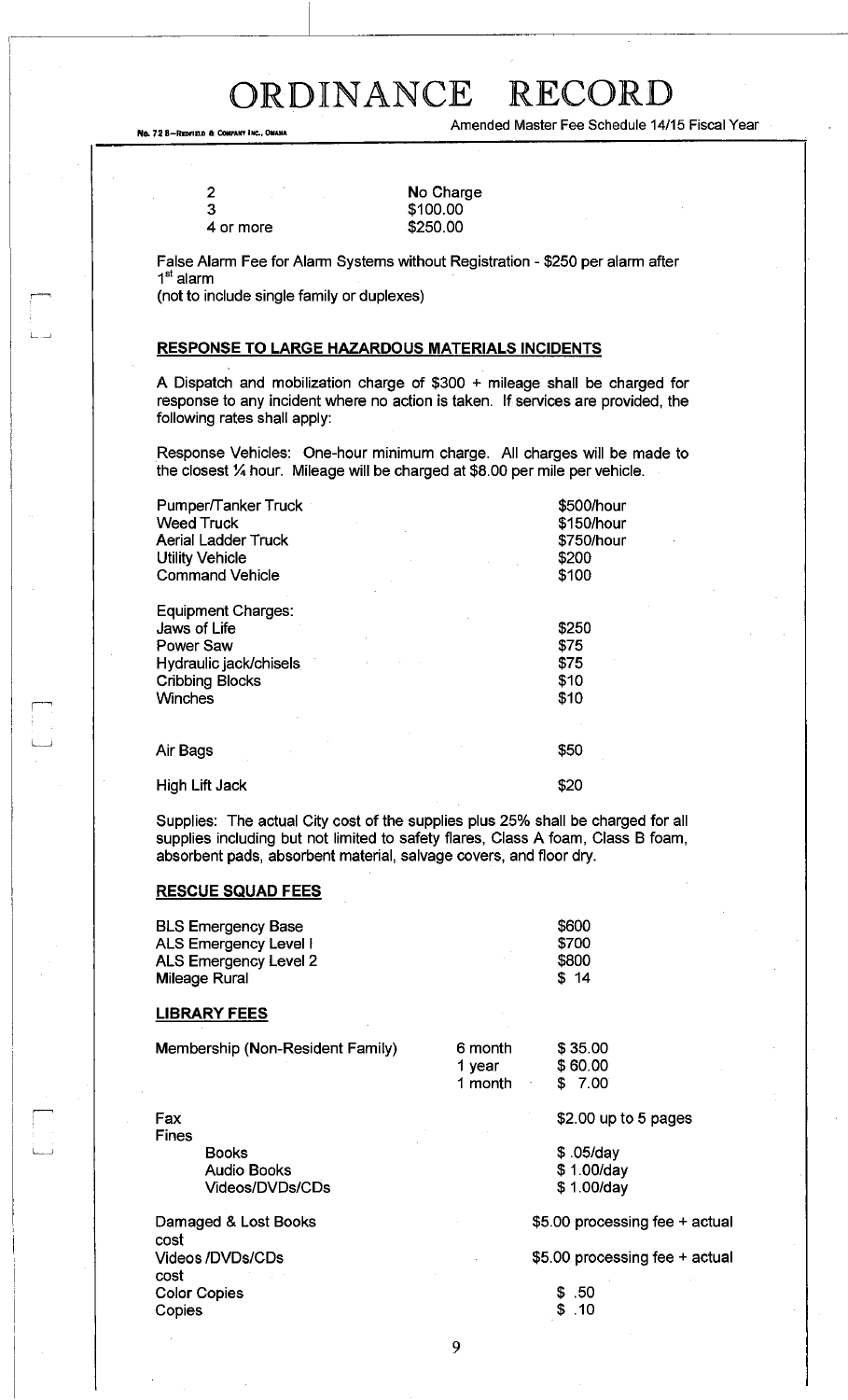| | |
|---|---|
| 2 | No Charge |
| 3 | $100.00 |
| 4 or more | $250.00 |

False Alarm Fee for Alarm Systems without Registration - $250 per alarm after 1st alarm
(not to include single family or duplexes)

**RESPONSE TO LARGE HAZARDOUS MATERIALS INCIDENTS**

A Dispatch and mobilization charge of $300 + mileage shall be charged for response to any incident where no action is taken. If services are provided, the following rates shall apply:

Response Vehicles: One-hour minimum charge. All charges will be made to the closest ¼ hour. Mileage will be charged at $8.00 per mile per vehicle.

| | |
|---|---|
| Pumper/Tanker Truck | $500/hour |
| Weed Truck | $150/hour |
| Aerial Ladder Truck | $750/hour |
| Utility Vehicle | $200 |
| Command Vehicle | $100 |

| | |
|---|---|
| Equipment Charges: | |
| Jaws of Life | $250 |
| Power Saw | $75 |
| Hydraulic jack/chisels | $75 |
| Cribbing Blocks | $10 |
| Winches | $10 |
| Air Bags | $50 |
| High Lift Jack | $20 |

Supplies: The actual City cost of the supplies plus 25% shall be charged for all supplies including but not limited to safety flares, Class A foam, Class B foam, absorbent pads, absorbent material, salvage covers, and floor dry.

**RESCUE SQUAD FEES**

| | |
|---|---|
| BLS Emergency Base | $600 |
| ALS Emergency Level I | $700 |
| ALS Emergency Level 2 | $800 |
| Mileage Rural | $ 14 |

**LIBRARY FEES**

| | | |
|---|---|---|
| Membership (Non-Resident Family) | 6 month | $ 35.00 |
| | 1 year | $ 60.00 |
| | 1 month | $ 7.00 |
| Fax | | $2.00 up to 5 pages |
| Fines | | |
| Books | | $ .05/day |
| Audio Books | | $ 1.00/day |
| Videos/DVDs/CDs | | $ 1.00/day |
| Damaged & Lost Books | | $5.00 processing fee + actual cost |
| Videos /DVDs/CDs | | $5.00 processing fee + actual cost |
| Color Copies | | $ .50 |
| Copies | | $ .10 |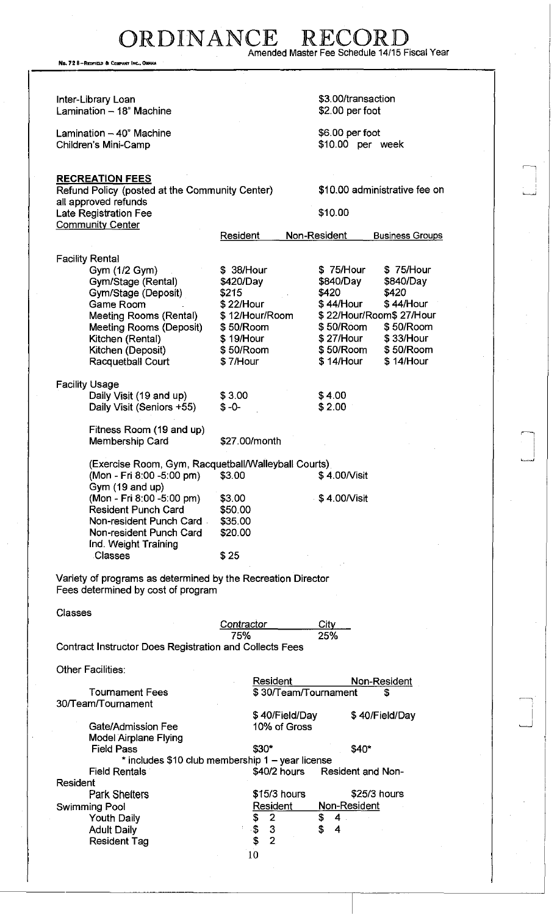# ORDINANCE RECORD

Amended Master Fee Schedule 14/15 Fiscal Year

| | |
|---|---|
| Inter-Library Loan | $3.00/transaction |
| Lamination – 18" Machine | $2.00 per foot |
| Lamination – 40" Machine | $6.00 per foot |
| Children's Mini-Camp | $10.00 per week |

**RECREATION FEES**

Refund Policy (posted at the Community Center) $10.00 administrative fee on all approved refunds

Late Registration Fee $10.00

Community Center

| | Resident | Non-Resident | Business Groups |
|---|---|---|---|
| **Facility Rental** | | | |
| Gym (1/2 Gym) | $ 38/Hour | $ 75/Hour | $ 75/Hour |
| Gym/Stage (Rental) | $420/Day | $840/Day | $840/Day |
| Gym/Stage (Deposit) | $215 | $420 | $420 |
| Game Room | $ 22/Hour | $ 44/Hour | $ 44/Hour |
| Meeting Rooms (Rental) | $ 12/Hour/Room | $ 22/Hour/Room | $ 27/Hour |
| Meeting Rooms (Deposit) | $ 50/Room | $ 50/Room | $ 50/Room |
| Kitchen (Rental) | $ 19/Hour | $ 27/Hour | $ 33/Hour |
| Kitchen (Deposit) | $ 50/Room | $ 50/Room | $ 50/Room |
| Racquetball Court | $ 7/Hour | $ 14/Hour | $ 14/Hour |
| **Facility Usage** | | | |
| Daily Visit (19 and up) | $ 3.00 | $ 4.00 | |
| Daily Visit (Seniors +55) | $ -0- | $ 2.00 | |
| Fitness Room (19 and up) Membership Card | $27.00/month | | |
| (Exercise Room, Gym, Racquetball/Walleyball Courts) | | | |
| (Mon - Fri 8:00 -5:00 pm) | $3.00 | $ 4.00/Visit | |
| Gym (19 and up) (Mon - Fri 8:00 -5:00 pm) | $3.00 | $ 4.00/Visit | |
| Resident Punch Card | $50.00 | | |
| Non-resident Punch Card | $35.00 | | |
| Non-resident Punch Card | $20.00 | | |
| Ind. Weight Training Classes | $ 25 | | |

Variety of programs as determined by the Recreation Director

Fees determined by cost of program

Classes

| Contractor | City |
|---|---|
| 75% | 25% |

Contract Instructor Does Registration and Collects Fees

Other Facilities:

| | Resident | Non-Resident |
|---|---|---|
| Tournament Fees | $ 30/Team/Tournament | $ 30/Team/Tournament |
| | $ 40/Field/Day | $ 40/Field/Day |
| Gate/Admission Fee | 10% of Gross | |
| Model Airplane Flying Field Pass | $30* | $40* |

\* includes $10 club membership 1 – year license

| | | |
|---|---|---|
| Field Rentals | $40/2 hours | Resident and Non-Resident |
| Park Shelters | $15/3 hours | $25/3 hours |

| Swimming Pool | Resident | Non-Resident |
|---|---|---|
| Youth Daily | $ 2 | $ 4 |
| Adult Daily | $ 3 | $ 4 |
| Resident Tag | $ 2 | |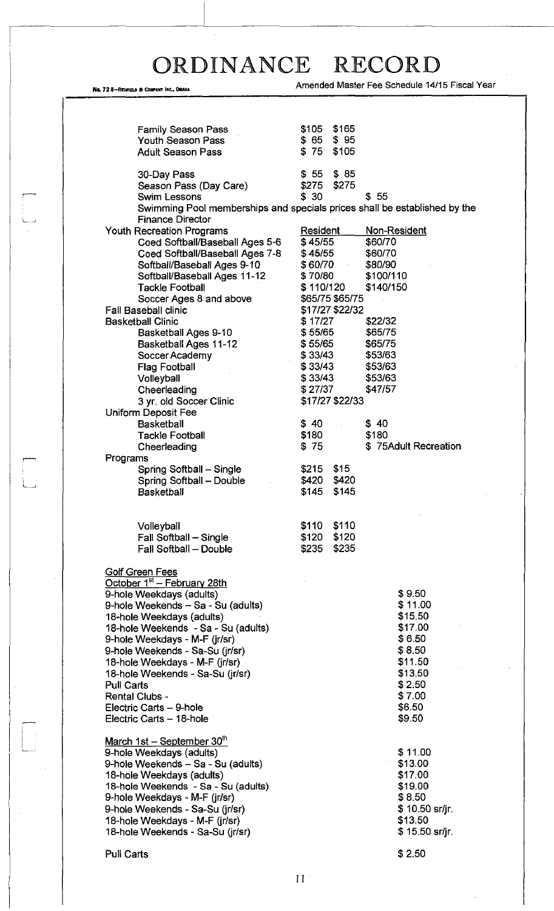# ORDINANCE RECORD

Amended Master Fee Schedule 14/15 Fiscal Year

| | | |
|---|---|---|
| Family Season Pass | $105 | $165 |
| Youth Season Pass | $ 65 | $ 95 |
| Adult Season Pass | $ 75 | $105 |
| | | |
| 30-Day Pass | $ 55 | $ 85 |
| Season Pass (Day Care) | $275 | $275 |
| Swim Lessons | $ 30 | $ 55 |

Swimming Pool memberships and specials prices shall be established by the Finance Director

| Youth Recreation Programs | Resident | Non-Resident |
|---|---|---|
| Coed Softball/Baseball Ages 5-6 | $ 45/55 | $60/70 |
| Coed Softball/Baseball Ages 7-8 | $ 45/55 | $60/70 |
| Softball/Baseball Ages 9-10 | $ 60/70 | $80/90 |
| Softball/Baseball Ages 11-12 | $ 70/80 | $100/110 |
| Tackle Football | $ 110/120 | $140/150 |
| Soccer Ages 8 and above | $65/75 | $65/75 |
| Fall Baseball clinic | $17/27 | $22/32 |
| Basketball Clinic | $ 17/27 | $22/32 |
| Basketball Ages 9-10 | $ 55/65 | $65/75 |
| Basketball Ages 11-12 | $ 55/65 | $65/75 |
| Soccer Academy | $ 33/43 | $53/63 |
| Flag Football | $ 33/43 | $53/63 |
| Volleyball | $ 33/43 | $53/63 |
| Cheerleading | $ 27/37 | $47/57 |
| 3 yr. old Soccer Clinic | $17/27 | $22/33 |
| Uniform Deposit Fee | | |
| Basketball | $ 40 | $ 40 |
| Tackle Football | $180 | $180 |
| Cheerleading | $ 75 | $ 75Adult Recreation |

| Programs | | |
|---|---|---|
| Spring Softball – Single | $215 | $15 |
| Spring Softball – Double | $420 | $420 |
| Basketball | $145 | $145 |
| | | |
| Volleyball | $110 | $110 |
| Fall Softball – Single | $120 | $120 |
| Fall Softball – Double | $235 | $235 |

<u>Golf Green Fees</u>

<u>October 1st – February 28th</u>

| | |
|---|---|
| 9-hole Weekdays (adults) | $ 9.50 |
| 9-hole Weekends – Sa - Su (adults) | $ 11.00 |
| 18-hole Weekdays (adults) | $15.50 |
| 18-hole Weekends - Sa - Su (adults) | $17.00 |
| 9-hole Weekdays - M-F (jr/sr) | $ 6.50 |
| 9-hole Weekends - Sa-Su (jr/sr) | $ 8.50 |
| 18-hole Weekdays - M-F (jr/sr) | $11.50 |
| 18-hole Weekends - Sa-Su (jr/sr) | $13.50 |
| Pull Carts | $ 2.50 |
| Rental Clubs - | $ 7.00 |
| Electric Carts – 9-hole | $6.50 |
| Electric Carts – 18-hole | $9.50 |

<u>March 1st – September 30th</u>

| | |
|---|---|
| 9-hole Weekdays (adults) | $ 11.00 |
| 9-hole Weekends – Sa - Su (adults) | $13.00 |
| 18-hole Weekdays (adults) | $17.00 |
| 18-hole Weekends - Sa - Su (adults) | $19.00 |
| 9-hole Weekdays - M-F (jr/sr) | $ 8.50 |
| 9-hole Weekends - Sa-Su (jr/sr) | $ 10.50 sr/jr. |
| 18-hole Weekdays - M-F (jr/sr) | $13.50 |
| 18-hole Weekends - Sa-Su (jr/sr) | $ 15.50 sr/jr. |
| | |
| Pull Carts | $ 2.50 |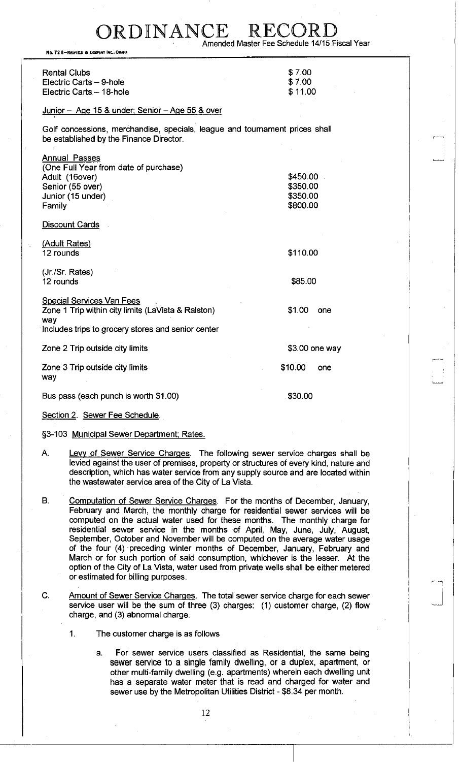# ORDINANCE RECORD

Amended Master Fee Schedule 14/15 Fiscal Year

| | |
|---|---|
| Rental Clubs | $7.00 |
| Electric Carts – 9-hole | $7.00 |
| Electric Carts – 18-hole | $11.00 |

Junior – Age 15 & under; Senior – Age 55 & over

Golf concessions, merchandise, specials, league and tournament prices shall be established by the Finance Director.

Annual Passes
(One Full Year from date of purchase)

| | |
|---|---|
| Adult (16over) | $450.00 |
| Senior (55 over) | $350.00 |
| Junior (15 under) | $350.00 |
| Family | $800.00 |

Discount Cards

(Adult Rates)

| | |
|---|---|
| 12 rounds | $110.00 |

(Jr./Sr. Rates)

| | |
|---|---|
| 12 rounds | $85.00 |

Special Services Van Fees

| | |
|---|---|
| Zone 1 Trip within city limits (LaVista & Ralston) way<br>Includes trips to grocery stores and senior center | $1.00 one |
| Zone 2 Trip outside city limits | $3.00 one way |
| Zone 3 Trip outside city limits way | $10.00 one |
| Bus pass (each punch is worth $1.00) | $30.00 |

Section 2. Sewer Fee Schedule.

§3-103 Municipal Sewer Department; Rates.

A. Levy of Sewer Service Charges. The following sewer service charges shall be levied against the user of premises, property or structures of every kind, nature and description, which has water service from any supply source and are located within the wastewater service area of the City of La Vista.

B. Computation of Sewer Service Charges. For the months of December, January, February and March, the monthly charge for residential sewer services will be computed on the actual water used for these months. The monthly charge for residential sewer service in the months of April, May, June, July, August, September, October and November will be computed on the average water usage of the four (4) preceding winter months of December, January, February and March or for such portion of said consumption, whichever is the lesser. At the option of the City of La Vista, water used from private wells shall be either metered or estimated for billing purposes.

C. Amount of Sewer Service Charges. The total sewer service charge for each sewer service user will be the sum of three (3) charges: (1) customer charge, (2) flow charge, and (3) abnormal charge.

1. The customer charge is as follows

   a. For sewer service users classified as Residential, the same being sewer service to a single family dwelling, or a duplex, apartment, or other multi-family dwelling (e.g. apartments) wherein each dwelling unit has a separate water meter that is read and charged for water and sewer use by the Metropolitan Utilities District - $8.34 per month.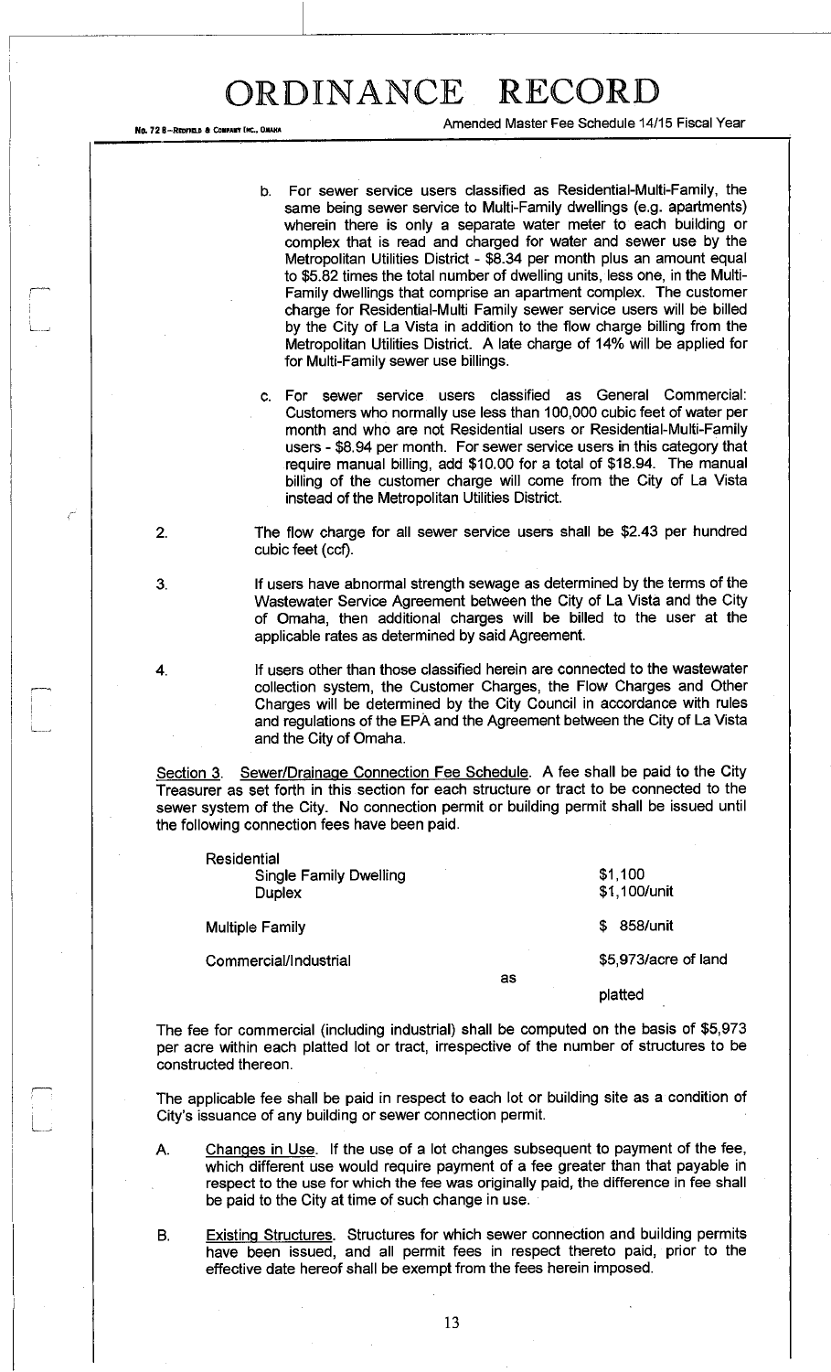b. For sewer service users classified as Residential-Multi-Family, the same being sewer service to Multi-Family dwellings (e.g. apartments) wherein there is only a separate water meter to each building or complex that is read and charged for water and sewer use by the Metropolitan Utilities District - $8.34 per month plus an amount equal to $5.82 times the total number of dwelling units, less one, in the Multi-Family dwellings that comprise an apartment complex. The customer charge for Residential-Multi Family sewer service users will be billed by the City of La Vista in addition to the flow charge billing from the Metropolitan Utilities District. A late charge of 14% will be applied for for Multi-Family sewer use billings.

c. For sewer service users classified as General Commercial: Customers who normally use less than 100,000 cubic feet of water per month and who are not Residential users or Residential-Multi-Family users - $8.94 per month. For sewer service users in this category that require manual billing, add $10.00 for a total of $18.94. The manual billing of the customer charge will come from the City of La Vista instead of the Metropolitan Utilities District.

2. The flow charge for all sewer service users shall be $2.43 per hundred cubic feet (ccf).

3. If users have abnormal strength sewage as determined by the terms of the Wastewater Service Agreement between the City of La Vista and the City of Omaha, then additional charges will be billed to the user at the applicable rates as determined by said Agreement.

4. If users other than those classified herein are connected to the wastewater collection system, the Customer Charges, the Flow Charges and Other Charges will be determined by the City Council in accordance with rules and regulations of the EPA and the Agreement between the City of La Vista and the City of Omaha.

Section 3. Sewer/Drainage Connection Fee Schedule. A fee shall be paid to the City Treasurer as set forth in this section for each structure or tract to be connected to the sewer system of the City. No connection permit or building permit shall be issued until the following connection fees have been paid.

| | |
|---|---|
| Residential | |
| Single Family Dwelling | $1,100 |
| Duplex | $1,100/unit |
| Multiple Family | $ 858/unit |
| Commercial/Industrial | $5,973/acre of land as platted |

The fee for commercial (including industrial) shall be computed on the basis of $5,973 per acre within each platted lot or tract, irrespective of the number of structures to be constructed thereon.

The applicable fee shall be paid in respect to each lot or building site as a condition of City's issuance of any building or sewer connection permit.

A. Changes in Use. If the use of a lot changes subsequent to payment of the fee, which different use would require payment of a fee greater than that payable in respect to the use for which the fee was originally paid, the difference in fee shall be paid to the City at time of such change in use.

B. Existing Structures. Structures for which sewer connection and building permits have been issued, and all permit fees in respect thereto paid, prior to the effective date hereof shall be exempt from the fees herein imposed.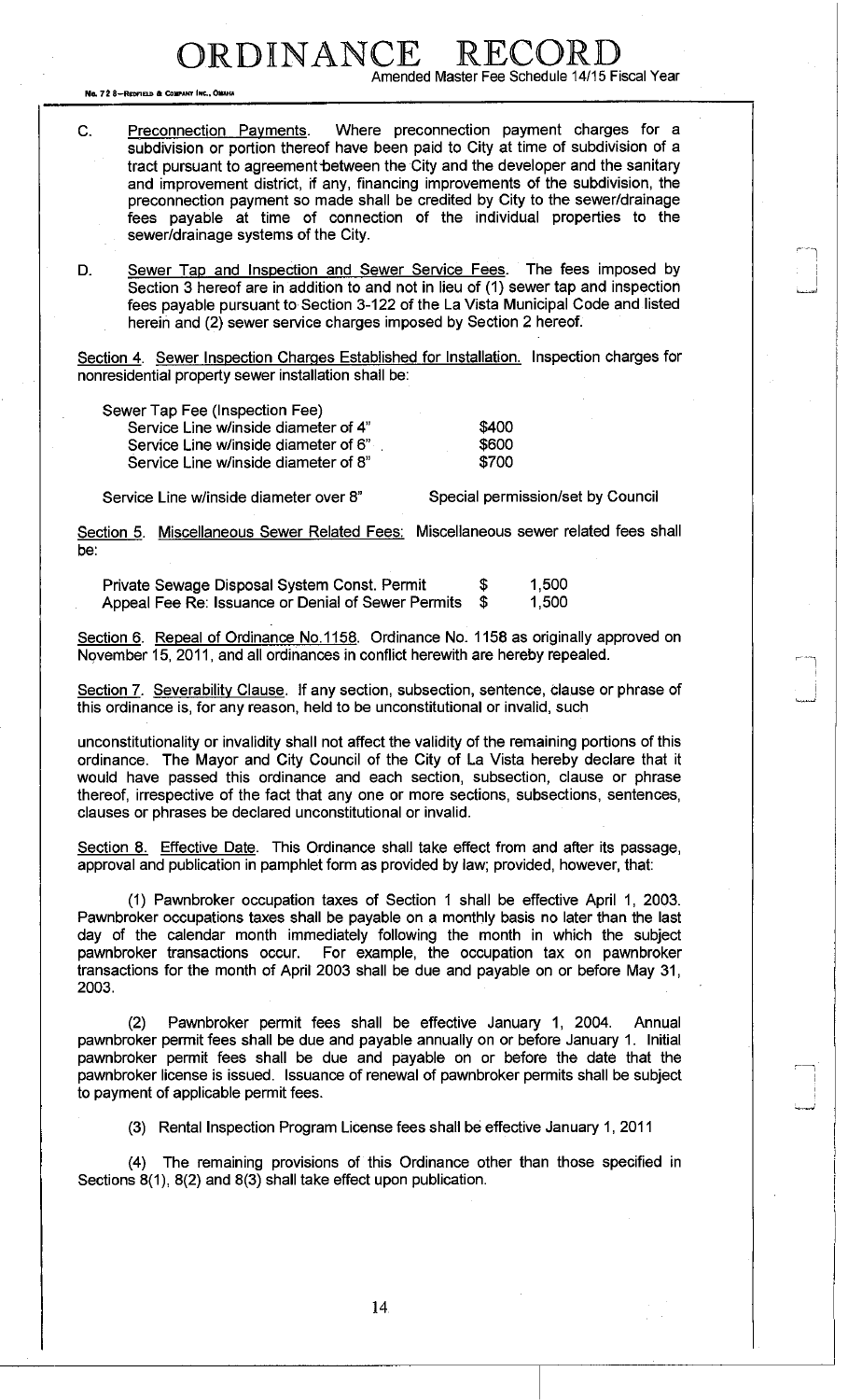C. Preconnection Payments. Where preconnection payment charges for a subdivision or portion thereof have been paid to City at time of subdivision of a tract pursuant to agreement between the City and the developer and the sanitary and improvement district, if any, financing improvements of the subdivision, the preconnection payment so made shall be credited by City to the sewer/drainage fees payable at time of connection of the individual properties to the sewer/drainage systems of the City.

D. Sewer Tap and Inspection and Sewer Service Fees. The fees imposed by Section 3 hereof are in addition to and not in lieu of (1) sewer tap and inspection fees payable pursuant to Section 3-122 of the La Vista Municipal Code and listed herein and (2) sewer service charges imposed by Section 2 hereof.

Section 4. Sewer Inspection Charges Established for Installation. Inspection charges for nonresidential property sewer installation shall be:

| Sewer Tap Fee (Inspection Fee) | |
|---|---|
| Service Line w/inside diameter of 4" | $400 |
| Service Line w/inside diameter of 6" | $600 |
| Service Line w/inside diameter of 8" | $700 |
| Service Line w/inside diameter over 8" | Special permission/set by Council |

Section 5. Miscellaneous Sewer Related Fees: Miscellaneous sewer related fees shall be:

| | |
|---|---|
| Private Sewage Disposal System Const. Permit | $ 1,500 |
| Appeal Fee Re: Issuance or Denial of Sewer Permits | $ 1,500 |

Section 6. Repeal of Ordinance No.1158. Ordinance No. 1158 as originally approved on November 15, 2011, and all ordinances in conflict herewith are hereby repealed.

Section 7. Severability Clause. If any section, subsection, sentence, clause or phrase of this ordinance is, for any reason, held to be unconstitutional or invalid, such

unconstitutionality or invalidity shall not affect the validity of the remaining portions of this ordinance. The Mayor and City Council of the City of La Vista hereby declare that it would have passed this ordinance and each section, subsection, clause or phrase thereof, irrespective of the fact that any one or more sections, subsections, sentences, clauses or phrases be declared unconstitutional or invalid.

Section 8. Effective Date. This Ordinance shall take effect from and after its passage, approval and publication in pamphlet form as provided by law; provided, however, that:

(1) Pawnbroker occupation taxes of Section 1 shall be effective April 1, 2003. Pawnbroker occupations taxes shall be payable on a monthly basis no later than the last day of the calendar month immediately following the month in which the subject pawnbroker transactions occur. For example, the occupation tax on pawnbroker transactions for the month of April 2003 shall be due and payable on or before May 31, 2003.

(2) Pawnbroker permit fees shall be effective January 1, 2004. Annual pawnbroker permit fees shall be due and payable annually on or before January 1. Initial pawnbroker permit fees shall be due and payable on or before the date that the pawnbroker license is issued. Issuance of renewal of pawnbroker permits shall be subject to payment of applicable permit fees.

(3) Rental Inspection Program License fees shall be effective January 1, 2011

(4) The remaining provisions of this Ordinance other than those specified in Sections 8(1), 8(2) and 8(3) shall take effect upon publication.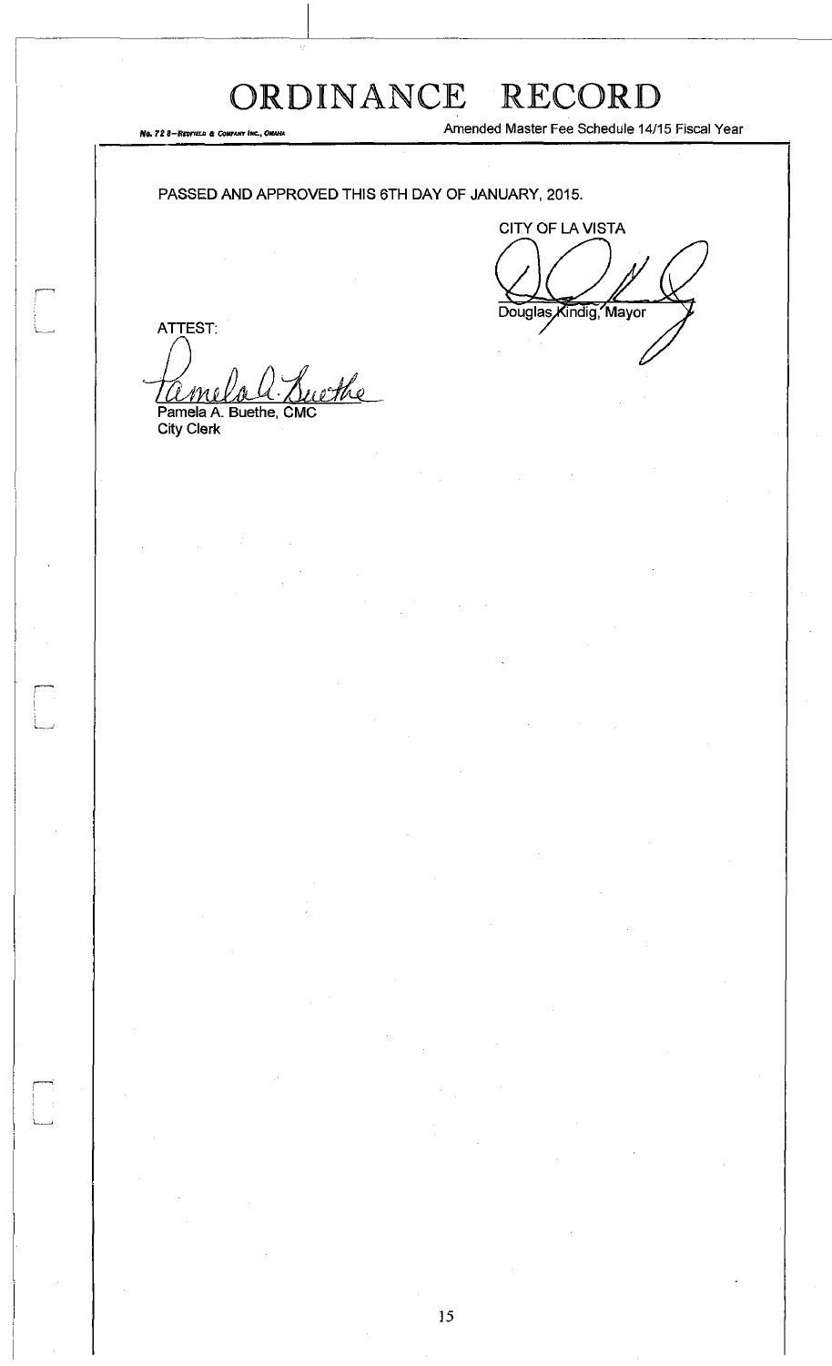# ORDINANCE RECORD

Amended Master Fee Schedule 14/15 Fiscal Year

PASSED AND APPROVED THIS 6TH DAY OF JANUARY, 2015.

CITY OF LA VISTA

Douglas Kindig, Mayor

ATTEST:

Pamela A. Buethe, CMC
City Clerk